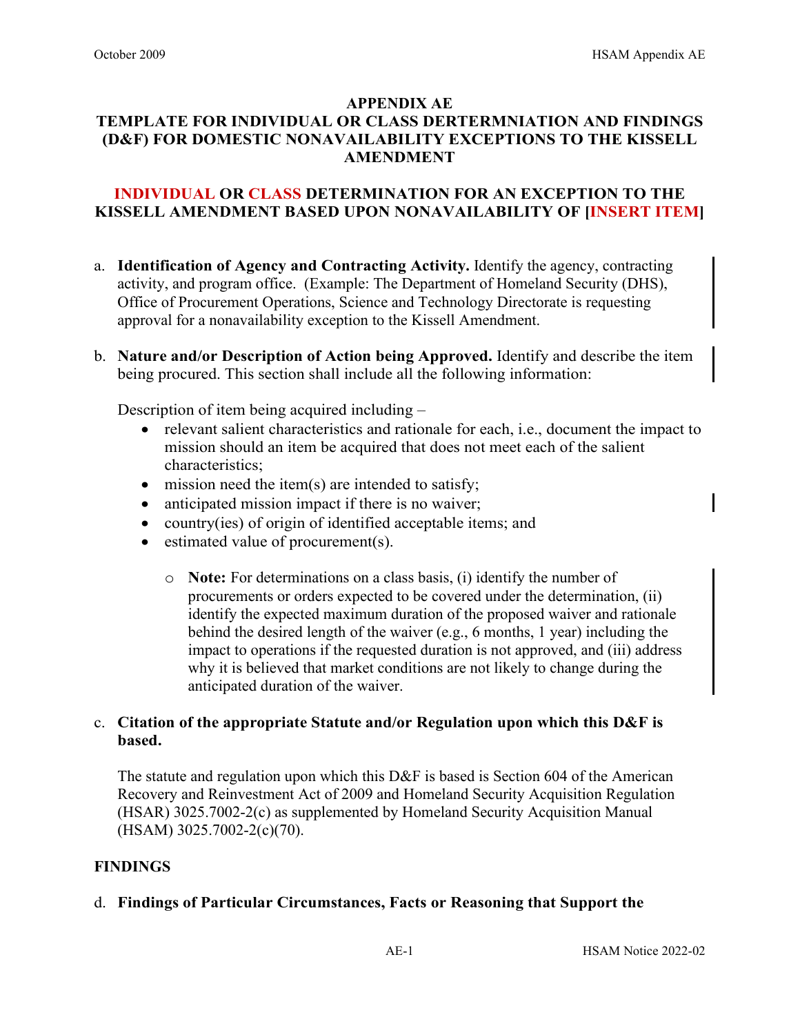# APPENDIX AE
# TEMPLATE FOR INDIVIDUAL OR CLASS DERTERMNIATION AND FINDINGS (D&F) FOR DOMESTIC NONAVAILABILITY EXCEPTIONS TO THE KISSELL AMENDMENT

## INDIVIDUAL OR CLASS DETERMINATION FOR AN EXCEPTION TO THE KISSELL AMENDMENT BASED UPON NONAVAILABILITY OF [INSERT ITEM]

a. **Identification of Agency and Contracting Activity.** Identify the agency, contracting activity, and program office. (Example: The Department of Homeland Security (DHS), Office of Procurement Operations, Science and Technology Directorate is requesting approval for a nonavailability exception to the Kissell Amendment.

b. **Nature and/or Description of Action being Approved.** Identify and describe the item being procured. This section shall include all the following information:

   Description of item being acquired including –
   - relevant salient characteristics and rationale for each, i.e., document the impact to mission should an item be acquired that does not meet each of the salient characteristics;
   - mission need the item(s) are intended to satisfy;
   - anticipated mission impact if there is no waiver;
   - country(ies) of origin of identified acceptable items; and
   - estimated value of procurement(s).
     - **Note:** For determinations on a class basis, (i) identify the number of procurements or orders expected to be covered under the determination, (ii) identify the expected maximum duration of the proposed waiver and rationale behind the desired length of the waiver (e.g., 6 months, 1 year) including the impact to operations if the requested duration is not approved, and (iii) address why it is believed that market conditions are not likely to change during the anticipated duration of the waiver.

c. **Citation of the appropriate Statute and/or Regulation upon which this D&F is based.**

   The statute and regulation upon which this D&F is based is Section 604 of the American Recovery and Reinvestment Act of 2009 and Homeland Security Acquisition Regulation (HSAR) 3025.7002-2(c) as supplemented by Homeland Security Acquisition Manual (HSAM) 3025.7002-2(c)(70).

## FINDINGS

d. **Findings of Particular Circumstances, Facts or Reasoning that Support the**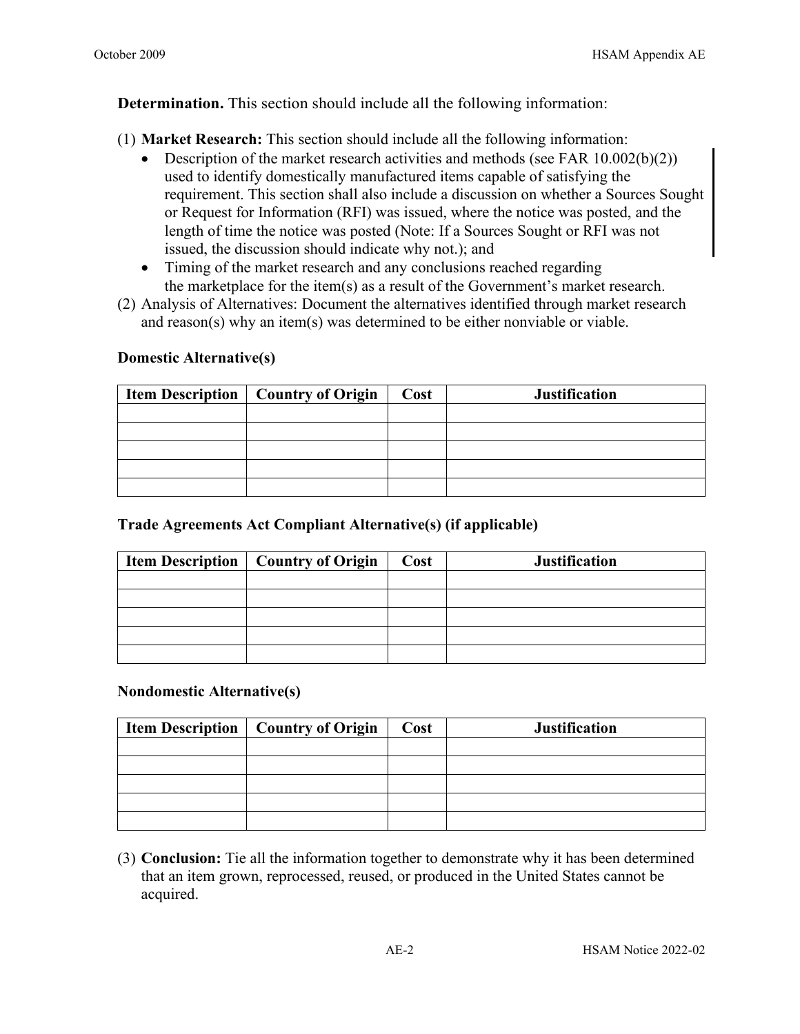**Determination.** This section should include all the following information:

(1) **Market Research:** This section should include all the following information:

- Description of the market research activities and methods (see FAR 10.002(b)(2)) used to identify domestically manufactured items capable of satisfying the requirement. This section shall also include a discussion on whether a Sources Sought or Request for Information (RFI) was issued, where the notice was posted, and the length of time the notice was posted (Note: If a Sources Sought or RFI was not issued, the discussion should indicate why not.); and
- Timing of the market research and any conclusions reached regarding the marketplace for the item(s) as a result of the Government's market research.

(2) Analysis of Alternatives: Document the alternatives identified through market research and reason(s) why an item(s) was determined to be either nonviable or viable.

**Domestic Alternative(s)**

| Item Description | Country of Origin | Cost | Justification |
|---|---|---|---|
| | | | |
| | | | |
| | | | |
| | | | |
| | | | |

**Trade Agreements Act Compliant Alternative(s) (if applicable)**

| Item Description | Country of Origin | Cost | Justification |
|---|---|---|---|
| | | | |
| | | | |
| | | | |
| | | | |
| | | | |

**Nondomestic Alternative(s)**

| Item Description | Country of Origin | Cost | Justification |
|---|---|---|---|
| | | | |
| | | | |
| | | | |
| | | | |
| | | | |

(3) **Conclusion:** Tie all the information together to demonstrate why it has been determined that an item grown, reprocessed, reused, or produced in the United States cannot be acquired.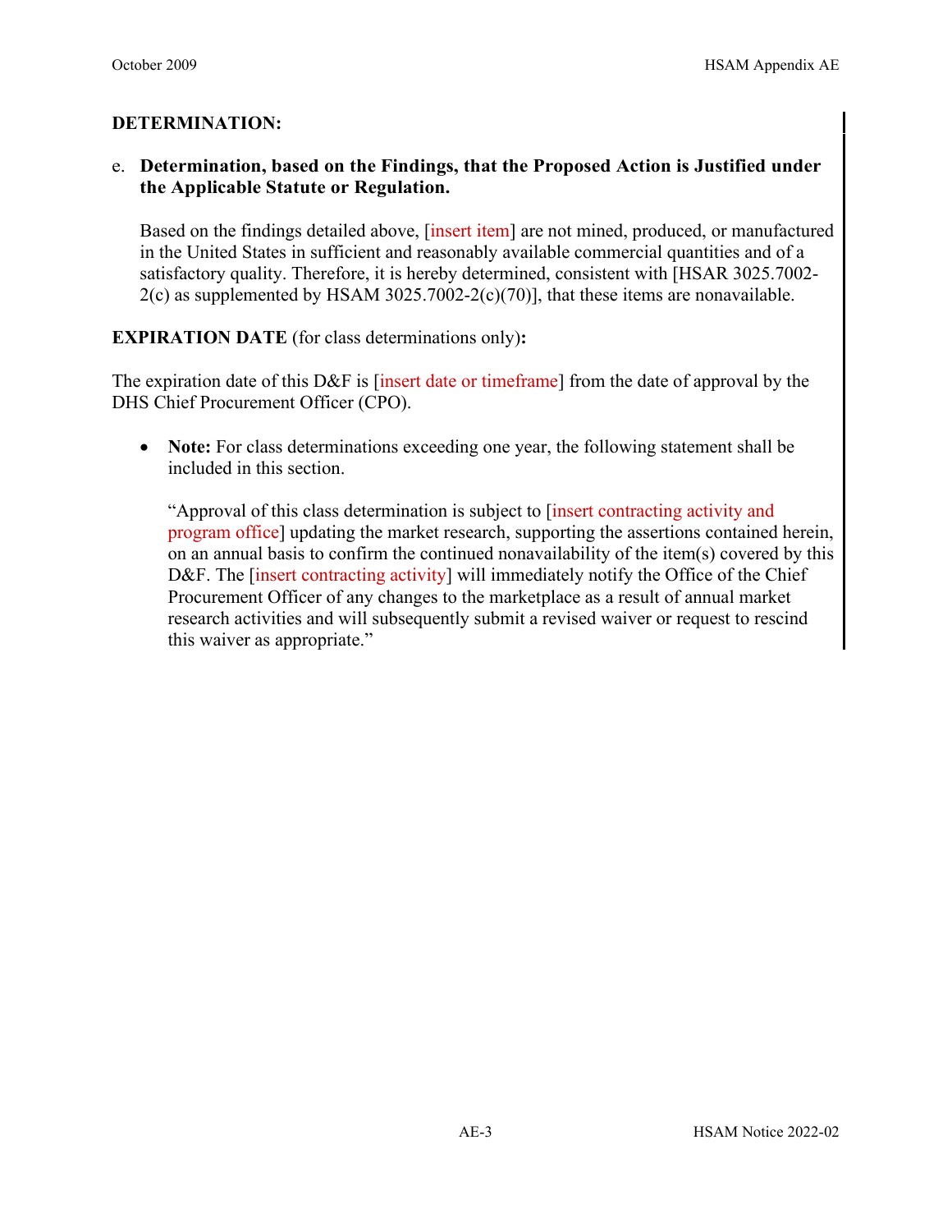**DETERMINATION:**

e. **Determination, based on the Findings, that the Proposed Action is Justified under the Applicable Statute or Regulation.**

Based on the findings detailed above, [insert item] are not mined, produced, or manufactured in the United States in sufficient and reasonably available commercial quantities and of a satisfactory quality. Therefore, it is hereby determined, consistent with [HSAR 3025.7002-2(c) as supplemented by HSAM 3025.7002-2(c)(70)], that these items are nonavailable.

**EXPIRATION DATE** (for class determinations only)**:**

The expiration date of this D&F is [insert date or timeframe] from the date of approval by the DHS Chief Procurement Officer (CPO).

- **Note:** For class determinations exceeding one year, the following statement shall be included in this section.

  "Approval of this class determination is subject to [insert contracting activity and program office] updating the market research, supporting the assertions contained herein, on an annual basis to confirm the continued nonavailability of the item(s) covered by this D&F. The [insert contracting activity] will immediately notify the Office of the Chief Procurement Officer of any changes to the marketplace as a result of annual market research activities and will subsequently submit a revised waiver or request to rescind this waiver as appropriate."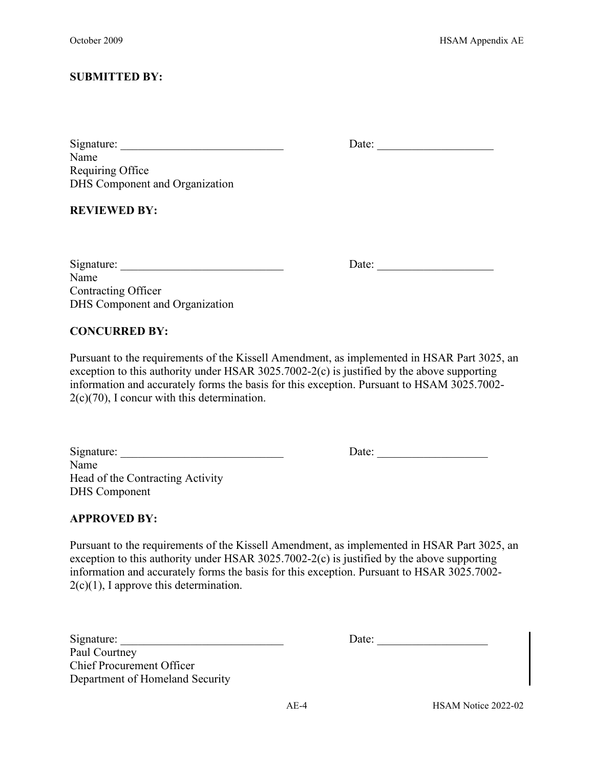**SUBMITTED BY:**

Signature: ____________________________ Date: ____________________
Name
Requiring Office
DHS Component and Organization

**REVIEWED BY:**

Signature: ____________________________ Date: ____________________
Name
Contracting Officer
DHS Component and Organization

**CONCURRED BY:**

Pursuant to the requirements of the Kissell Amendment, as implemented in HSAR Part 3025, an exception to this authority under HSAR 3025.7002-2(c) is justified by the above supporting information and accurately forms the basis for this exception. Pursuant to HSAM 3025.7002-2(c)(70), I concur with this determination.

Signature: ____________________________ Date: ___________________
Name
Head of the Contracting Activity
DHS Component

**APPROVED BY:**

Pursuant to the requirements of the Kissell Amendment, as implemented in HSAR Part 3025, an exception to this authority under HSAR 3025.7002-2(c) is justified by the above supporting information and accurately forms the basis for this exception. Pursuant to HSAR 3025.7002-2(c)(1), I approve this determination.

Signature: ____________________________ Date: ___________________
Paul Courtney
Chief Procurement Officer
Department of Homeland Security